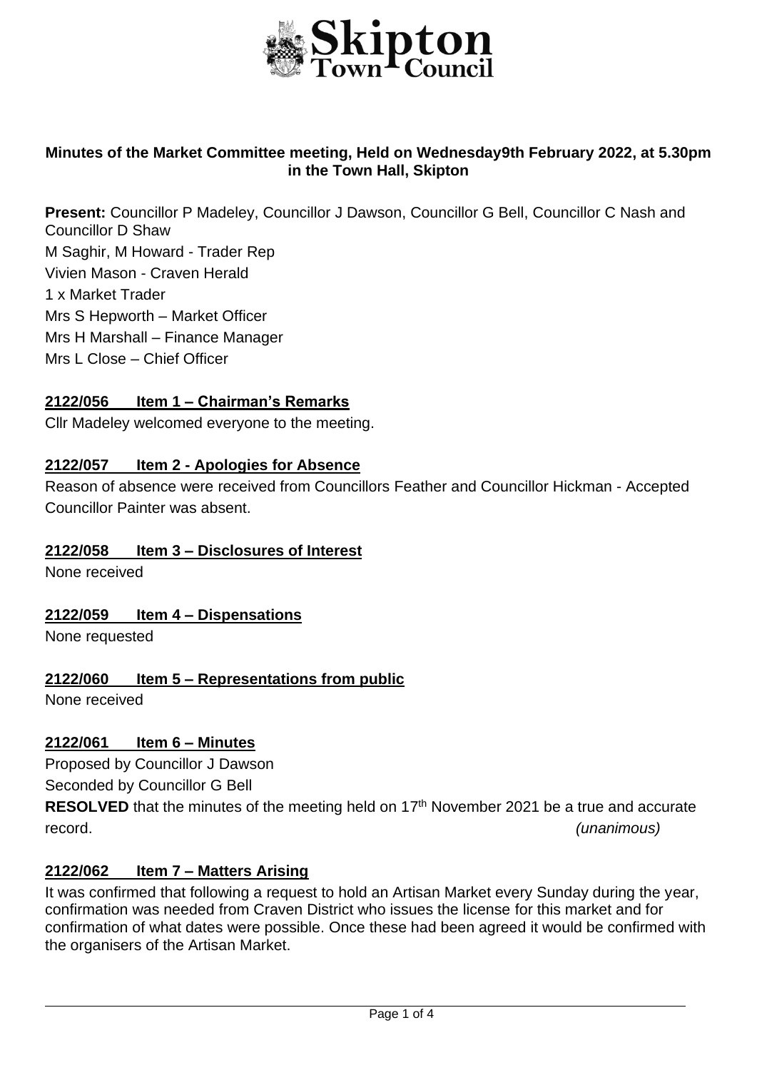**Skipton Town Council**

**Minutes of the Market Committee meeting, Held on Wednesday9th February 2022, at 5.30pm in the Town Hall, Skipton**

**Present:** Councillor P Madeley, Councillor J Dawson, Councillor G Bell, Councillor C Nash and Councillor D Shaw
M Saghir, M Howard - Trader Rep
Vivien Mason - Craven Herald
1 x Market Trader
Mrs S Hepworth – Market Officer
Mrs H Marshall – Finance Manager
Mrs L Close – Chief Officer

**2122/056 Item 1 – Chairman's Remarks**

Cllr Madeley welcomed everyone to the meeting.

**2122/057 Item 2 - Apologies for Absence**

Reason of absence were received from Councillors Feather and Councillor Hickman - Accepted
Councillor Painter was absent.

**2122/058 Item 3 – Disclosures of Interest**

None received

**2122/059 Item 4 – Dispensations**

None requested

**2122/060 Item 5 – Representations from public**

None received

**2122/061 Item 6 – Minutes**

Proposed by Councillor J Dawson
Seconded by Councillor G Bell
**RESOLVED** that the minutes of the meeting held on 17th November 2021 be a true and accurate record. *(unanimous)*

**2122/062 Item 7 – Matters Arising**

It was confirmed that following a request to hold an Artisan Market every Sunday during the year, confirmation was needed from Craven District who issues the license for this market and for confirmation of what dates were possible. Once these had been agreed it would be confirmed with the organisers of the Artisan Market.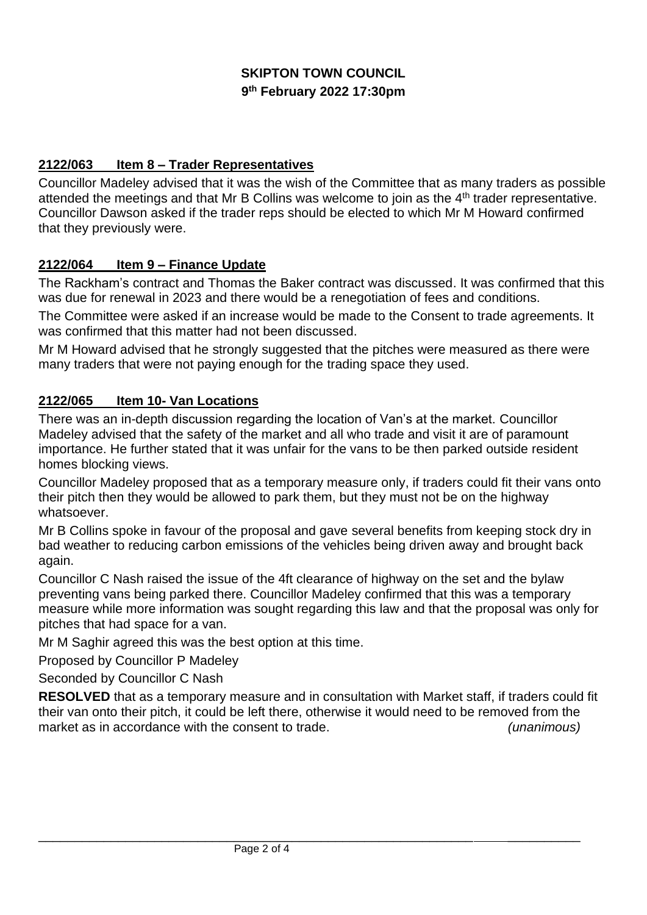**SKIPTON TOWN COUNCIL**
**9th February 2022 17:30pm**

## 2122/063 Item 8 – Trader Representatives

Councillor Madeley advised that it was the wish of the Committee that as many traders as possible attended the meetings and that Mr B Collins was welcome to join as the 4th trader representative. Councillor Dawson asked if the trader reps should be elected to which Mr M Howard confirmed that they previously were.

## 2122/064 Item 9 – Finance Update

The Rackham's contract and Thomas the Baker contract was discussed. It was confirmed that this was due for renewal in 2023 and there would be a renegotiation of fees and conditions.

The Committee were asked if an increase would be made to the Consent to trade agreements. It was confirmed that this matter had not been discussed.

Mr M Howard advised that he strongly suggested that the pitches were measured as there were many traders that were not paying enough for the trading space they used.

## 2122/065 Item 10- Van Locations

There was an in-depth discussion regarding the location of Van's at the market. Councillor Madeley advised that the safety of the market and all who trade and visit it are of paramount importance. He further stated that it was unfair for the vans to be then parked outside resident homes blocking views.

Councillor Madeley proposed that as a temporary measure only, if traders could fit their vans onto their pitch then they would be allowed to park them, but they must not be on the highway whatsoever.

Mr B Collins spoke in favour of the proposal and gave several benefits from keeping stock dry in bad weather to reducing carbon emissions of the vehicles being driven away and brought back again.

Councillor C Nash raised the issue of the 4ft clearance of highway on the set and the bylaw preventing vans being parked there. Councillor Madeley confirmed that this was a temporary measure while more information was sought regarding this law and that the proposal was only for pitches that had space for a van.

Mr M Saghir agreed this was the best option at this time.

Proposed by Councillor P Madeley

Seconded by Councillor C Nash

**RESOLVED** that as a temporary measure and in consultation with Market staff, if traders could fit their van onto their pitch, it could be left there, otherwise it would need to be removed from the market as in accordance with the consent to trade. *(unanimous)*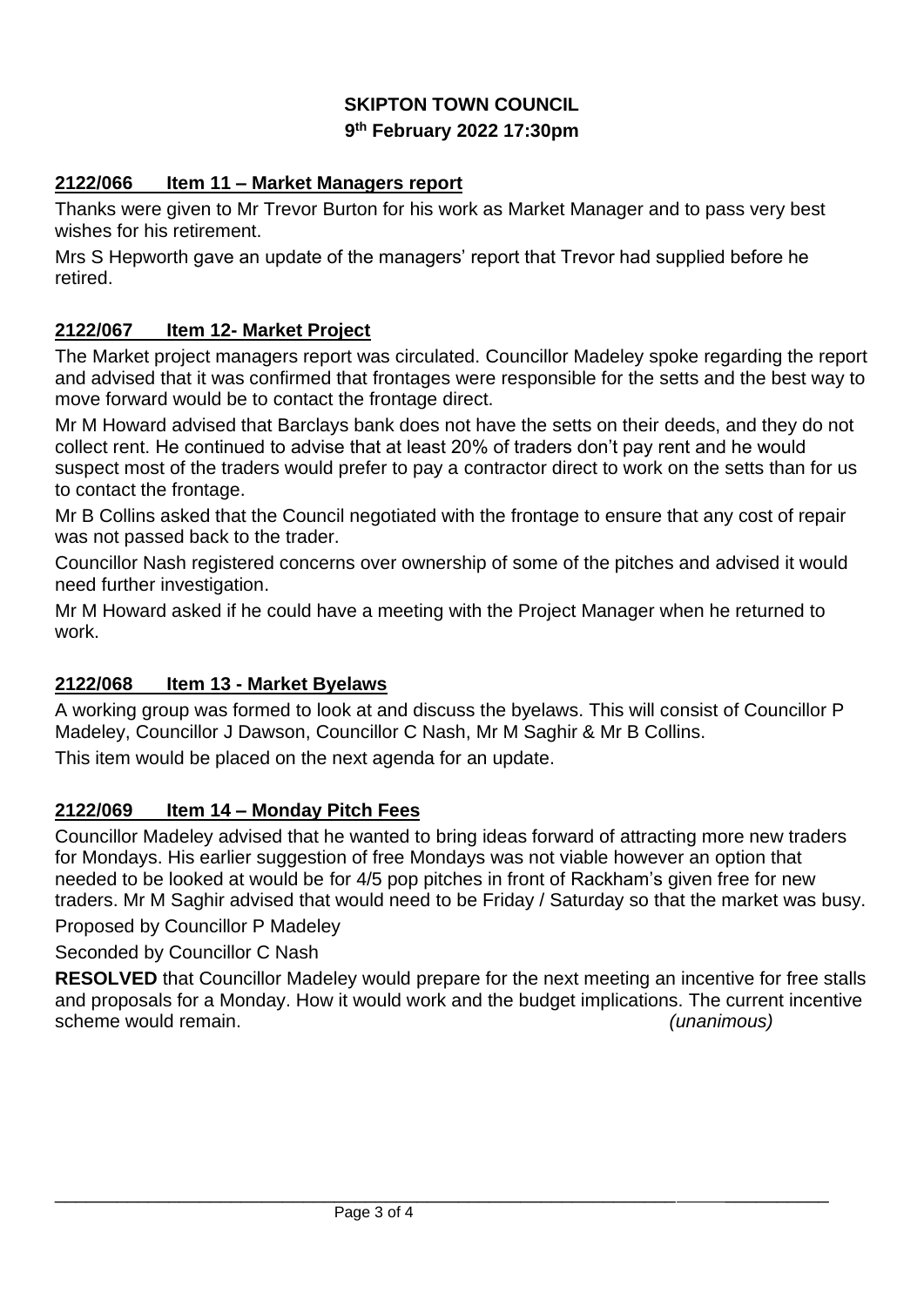**SKIPTON TOWN COUNCIL**
**9th February 2022 17:30pm**

## 2122/066 Item 11 – Market Managers report

Thanks were given to Mr Trevor Burton for his work as Market Manager and to pass very best wishes for his retirement.

Mrs S Hepworth gave an update of the managers' report that Trevor had supplied before he retired.

## 2122/067 Item 12- Market Project

The Market project managers report was circulated. Councillor Madeley spoke regarding the report and advised that it was confirmed that frontages were responsible for the setts and the best way to move forward would be to contact the frontage direct.

Mr M Howard advised that Barclays bank does not have the setts on their deeds, and they do not collect rent. He continued to advise that at least 20% of traders don't pay rent and he would suspect most of the traders would prefer to pay a contractor direct to work on the setts than for us to contact the frontage.

Mr B Collins asked that the Council negotiated with the frontage to ensure that any cost of repair was not passed back to the trader.

Councillor Nash registered concerns over ownership of some of the pitches and advised it would need further investigation.

Mr M Howard asked if he could have a meeting with the Project Manager when he returned to work.

## 2122/068 Item 13 - Market Byelaws

A working group was formed to look at and discuss the byelaws. This will consist of Councillor P Madeley, Councillor J Dawson, Councillor C Nash, Mr M Saghir & Mr B Collins.

This item would be placed on the next agenda for an update.

## 2122/069 Item 14 – Monday Pitch Fees

Councillor Madeley advised that he wanted to bring ideas forward of attracting more new traders for Mondays. His earlier suggestion of free Mondays was not viable however an option that needed to be looked at would be for 4/5 pop pitches in front of Rackham's given free for new traders. Mr M Saghir advised that would need to be Friday / Saturday so that the market was busy.

Proposed by Councillor P Madeley

Seconded by Councillor C Nash

**RESOLVED** that Councillor Madeley would prepare for the next meeting an incentive for free stalls and proposals for a Monday. How it would work and the budget implications. The current incentive scheme would remain. *(unanimous)*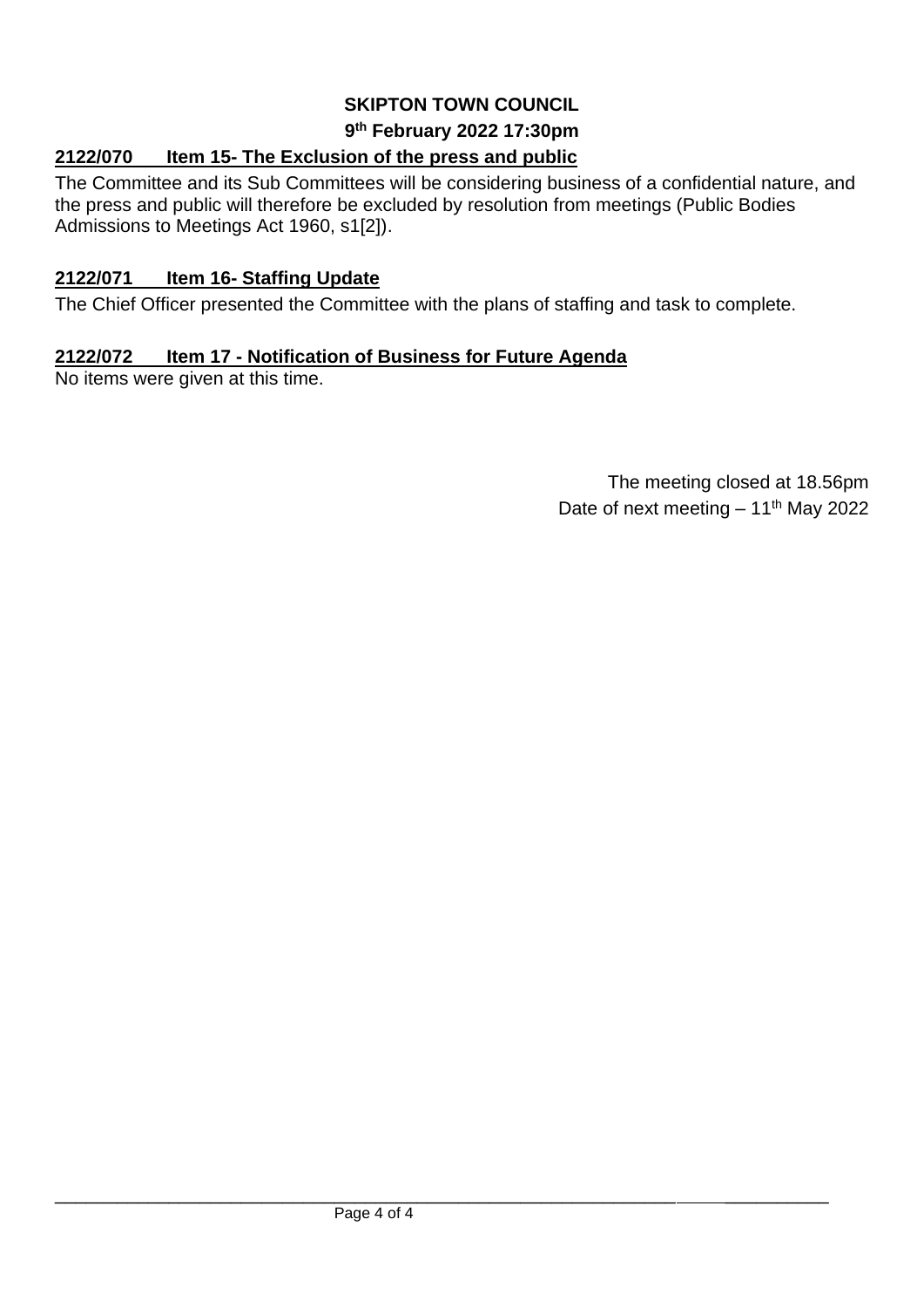**SKIPTON TOWN COUNCIL**

**9th February 2022 17:30pm**

**2122/070 Item 15- The Exclusion of the press and public**

The Committee and its Sub Committees will be considering business of a confidential nature, and the press and public will therefore be excluded by resolution from meetings (Public Bodies Admissions to Meetings Act 1960, s1[2]).

**2122/071 Item 16- Staffing Update**

The Chief Officer presented the Committee with the plans of staffing and task to complete.

**2122/072 Item 17 - Notification of Business for Future Agenda**

No items were given at this time.

The meeting closed at 18.56pm

Date of next meeting – 11th May 2022